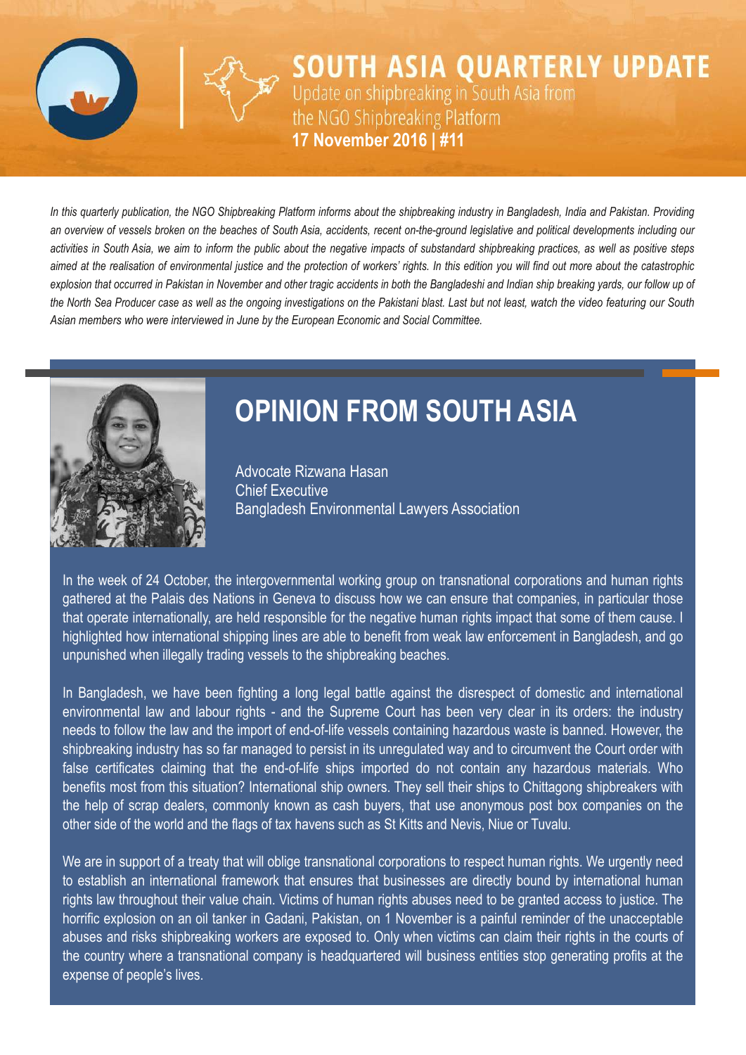# SOUTH ASIA QUARTERLY UPDATE

Update on shipbreaking in South Asia from the NGO Shipbreaking Platform

**17 November 2016 | #11**

*In this quarterly publication, the NGO Shipbreaking Platform informs about the shipbreaking industry in Bangladesh, India and Pakistan. Providing an overview of vessels broken on the beaches of South Asia, accidents, recent on-the-ground legislative and political developments including our activities in South Asia, we aim to inform the public about the negative impacts of substandard shipbreaking practices, as well as positive steps aimed at the realisation of environmental justice and the protection of workers' rights. In this edition you will find out more about the catastrophic explosion that occurred in Pakistan in November and other tragic accidents in both the Bangladeshi and Indian ship breaking yards, our follow up of the North Sea Producer case as well as the ongoing investigations on the Pakistani blast. Last but not least, watch the video featuring our South Asian members who were interviewed in June by the European Economic and Social Committee.*

## OPINION FROM SOUTH ASIA

Advocate Rizwana Hasan
Chief Executive
Bangladesh Environmental Lawyers Association

In the week of 24 October, the intergovernmental working group on transnational corporations and human rights gathered at the Palais des Nations in Geneva to discuss how we can ensure that companies, in particular those that operate internationally, are held responsible for the negative human rights impact that some of them cause. I highlighted how international shipping lines are able to benefit from weak law enforcement in Bangladesh, and go unpunished when illegally trading vessels to the shipbreaking beaches.

In Bangladesh, we have been fighting a long legal battle against the disrespect of domestic and international environmental law and labour rights - and the Supreme Court has been very clear in its orders: the industry needs to follow the law and the import of end-of-life vessels containing hazardous waste is banned. However, the shipbreaking industry has so far managed to persist in its unregulated way and to circumvent the Court order with false certificates claiming that the end-of-life ships imported do not contain any hazardous materials. Who benefits most from this situation? International ship owners. They sell their ships to Chittagong shipbreakers with the help of scrap dealers, commonly known as cash buyers, that use anonymous post box companies on the other side of the world and the flags of tax havens such as St Kitts and Nevis, Niue or Tuvalu.

We are in support of a treaty that will oblige transnational corporations to respect human rights. We urgently need to establish an international framework that ensures that businesses are directly bound by international human rights law throughout their value chain. Victims of human rights abuses need to be granted access to justice. The horrific explosion on an oil tanker in Gadani, Pakistan, on 1 November is a painful reminder of the unacceptable abuses and risks shipbreaking workers are exposed to. Only when victims can claim their rights in the courts of the country where a transnational company is headquartered will business entities stop generating profits at the expense of people's lives.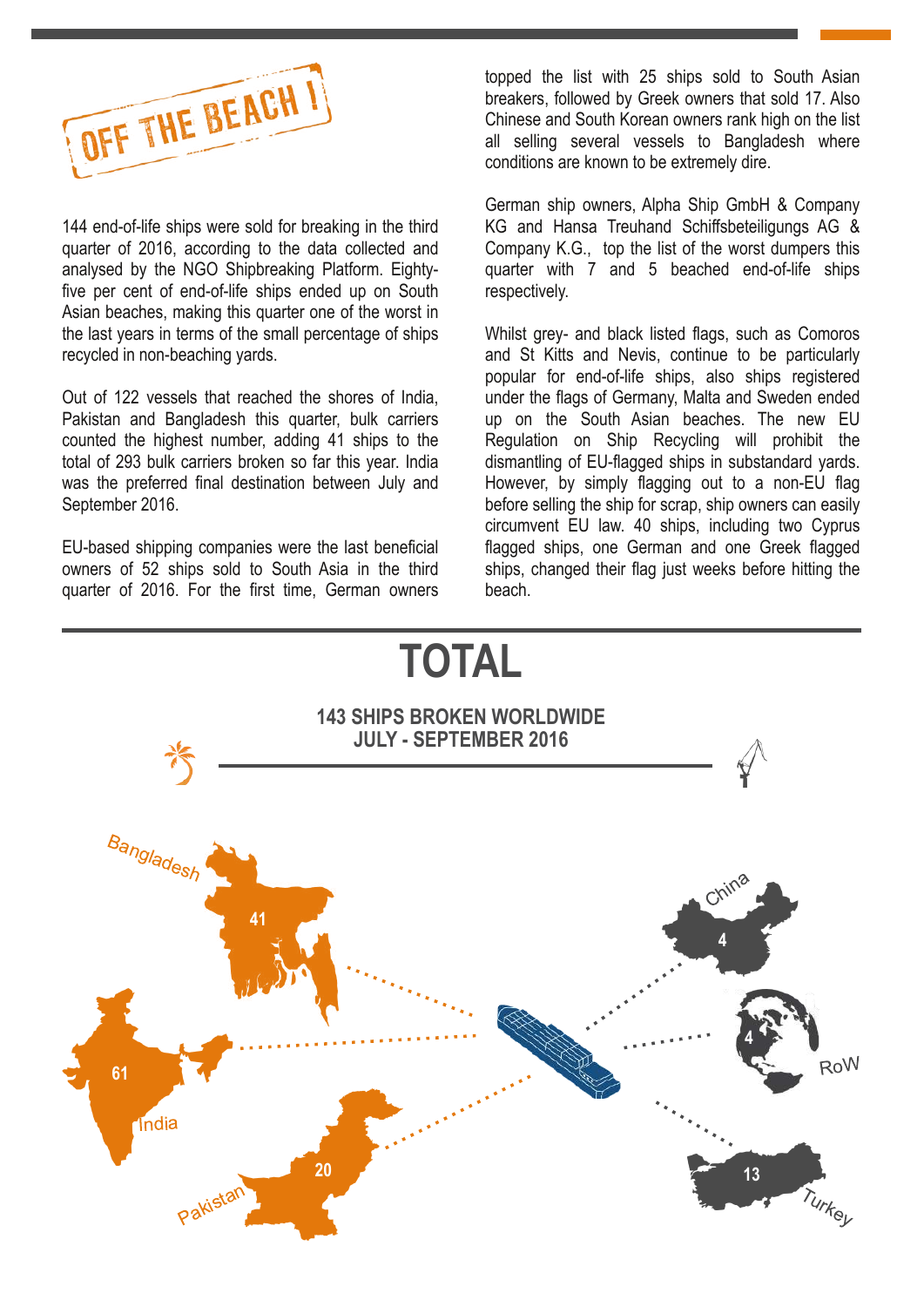# OFF THE BEACH !

144 end-of-life ships were sold for breaking in the third quarter of 2016, according to the data collected and analysed by the NGO Shipbreaking Platform. Eighty-five per cent of end-of-life ships ended up on South Asian beaches, making this quarter one of the worst in the last years in terms of the small percentage of ships recycled in non-beaching yards.

Out of 122 vessels that reached the shores of India, Pakistan and Bangladesh this quarter, bulk carriers counted the highest number, adding 41 ships to the total of 293 bulk carriers broken so far this year. India was the preferred final destination between July and September 2016.

EU-based shipping companies were the last beneficial owners of 52 ships sold to South Asia in the third quarter of 2016. For the first time, German owners topped the list with 25 ships sold to South Asian breakers, followed by Greek owners that sold 17. Also Chinese and South Korean owners rank high on the list all selling several vessels to Bangladesh where conditions are known to be extremely dire.

German ship owners, Alpha Ship GmbH & Company KG and Hansa Treuhand Schiffsbeteiligungs AG & Company K.G., top the list of the worst dumpers this quarter with 7 and 5 beached end-of-life ships respectively.

Whilst grey- and black listed flags, such as Comoros and St Kitts and Nevis, continue to be particularly popular for end-of-life ships, also ships registered under the flags of Germany, Malta and Sweden ended up on the South Asian beaches. The new EU Regulation on Ship Recycling will prohibit the dismantling of EU-flagged ships in substandard yards. However, by simply flagging out to a non-EU flag before selling the ship for scrap, ship owners can easily circumvent EU law. 40 ships, including two Cyprus flagged ships, one German and one Greek flagged ships, changed their flag just weeks before hitting the beach.

## TOTAL

**143 SHIPS BROKEN WORLDWIDE**
**JULY - SEPTEMBER 2016**

Bangladesh 41

India 61

Pakistan 20

China 4

RoW 4

Turkey 13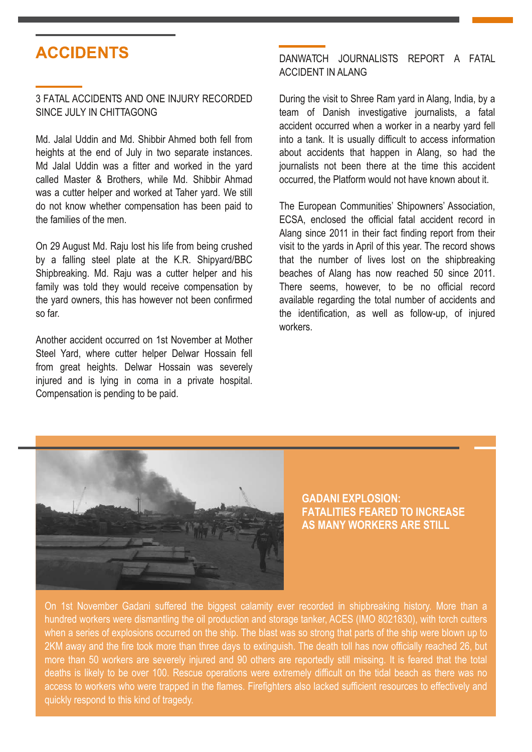# ACCIDENTS

## 3 FATAL ACCIDENTS AND ONE INJURY RECORDED SINCE JULY IN CHITTAGONG

Md. Jalal Uddin and Md. Shibbir Ahmed both fell from heights at the end of July in two separate instances. Md Jalal Uddin was a fitter and worked in the yard called Master & Brothers, while Md. Shibbir Ahmad was a cutter helper and worked at Taher yard. We still do not know whether compensation has been paid to the families of the men.

On 29 August Md. Raju lost his life from being crushed by a falling steel plate at the K.R. Shipyard/BBC Shipbreaking. Md. Raju was a cutter helper and his family was told they would receive compensation by the yard owners, this has however not been confirmed so far.

Another accident occurred on 1st November at Mother Steel Yard, where cutter helper Delwar Hossain fell from great heights. Delwar Hossain was severely injured and is lying in coma in a private hospital. Compensation is pending to be paid.

## DANWATCH JOURNALISTS REPORT A FATAL ACCIDENT IN ALANG

During the visit to Shree Ram yard in Alang, India, by a team of Danish investigative journalists, a fatal accident occurred when a worker in a nearby yard fell into a tank. It is usually difficult to access information about accidents that happen in Alang, so had the journalists not been there at the time this accident occurred, the Platform would not have known about it.

The European Communities' Shipowners' Association, ECSA, enclosed the official fatal accident record in Alang since 2011 in their fact finding report from their visit to the yards in April of this year. The record shows that the number of lives lost on the shipbreaking beaches of Alang has now reached 50 since 2011. There seems, however, to be no official record available regarding the total number of accidents and the identification, as well as follow-up, of injured workers.

## GADANI EXPLOSION: FATALITIES FEARED TO INCREASE AS MANY WORKERS ARE STILL

On 1st November Gadani suffered the biggest calamity ever recorded in shipbreaking history. More than a hundred workers were dismantling the oil production and storage tanker, ACES (IMO 8021830), with torch cutters when a series of explosions occurred on the ship. The blast was so strong that parts of the ship were blown up to 2KM away and the fire took more than three days to extinguish. The death toll has now officially reached 26, but more than 50 workers are severely injured and 90 others are reportedly still missing. It is feared that the total deaths is likely to be over 100. Rescue operations were extremely difficult on the tidal beach as there was no access to workers who were trapped in the flames. Firefighters also lacked sufficient resources to effectively and quickly respond to this kind of tragedy.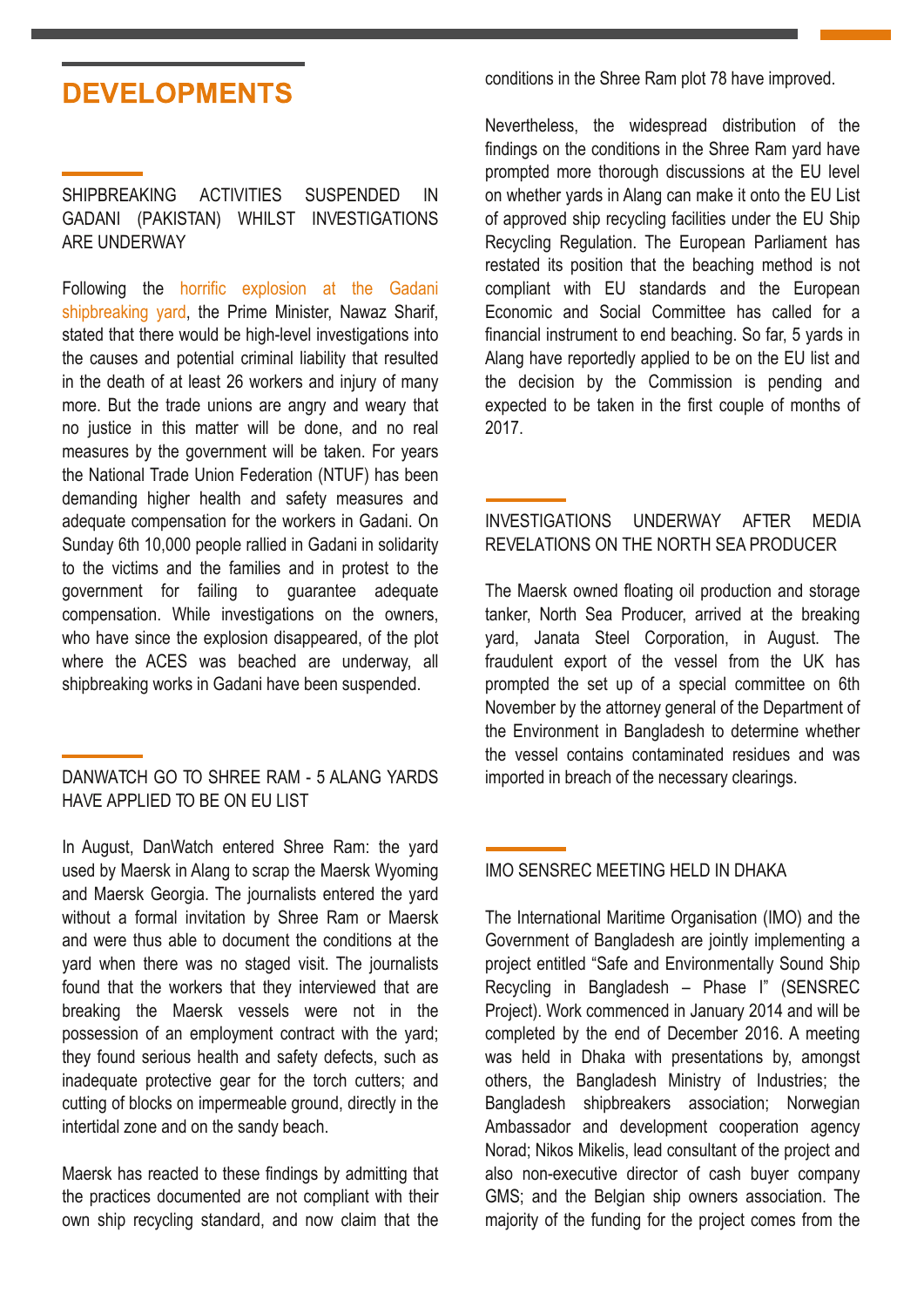# DEVELOPMENTS

### SHIPBREAKING ACTIVITIES SUSPENDED IN GADANI (PAKISTAN) WHILST INVESTIGATIONS ARE UNDERWAY

Following the horrific explosion at the Gadani shipbreaking yard, the Prime Minister, Nawaz Sharif, stated that there would be high-level investigations into the causes and potential criminal liability that resulted in the death of at least 26 workers and injury of many more. But the trade unions are angry and weary that no justice in this matter will be done, and no real measures by the government will be taken. For years the National Trade Union Federation (NTUF) has been demanding higher health and safety measures and adequate compensation for the workers in Gadani. On Sunday 6th 10,000 people rallied in Gadani in solidarity to the victims and the families and in protest to the government for failing to guarantee adequate compensation. While investigations on the owners, who have since the explosion disappeared, of the plot where the ACES was beached are underway, all shipbreaking works in Gadani have been suspended.

### DANWATCH GO TO SHREE RAM - 5 ALANG YARDS HAVE APPLIED TO BE ON EU LIST

In August, DanWatch entered Shree Ram: the yard used by Maersk in Alang to scrap the Maersk Wyoming and Maersk Georgia. The journalists entered the yard without a formal invitation by Shree Ram or Maersk and were thus able to document the conditions at the yard when there was no staged visit. The journalists found that the workers that they interviewed that are breaking the Maersk vessels were not in the possession of an employment contract with the yard; they found serious health and safety defects, such as inadequate protective gear for the torch cutters; and cutting of blocks on impermeable ground, directly in the intertidal zone and on the sandy beach.

Maersk has reacted to these findings by admitting that the practices documented are not compliant with their own ship recycling standard, and now claim that the conditions in the Shree Ram plot 78 have improved.

Nevertheless, the widespread distribution of the findings on the conditions in the Shree Ram yard have prompted more thorough discussions at the EU level on whether yards in Alang can make it onto the EU List of approved ship recycling facilities under the EU Ship Recycling Regulation. The European Parliament has restated its position that the beaching method is not compliant with EU standards and the European Economic and Social Committee has called for a financial instrument to end beaching. So far, 5 yards in Alang have reportedly applied to be on the EU list and the decision by the Commission is pending and expected to be taken in the first couple of months of 2017.

### INVESTIGATIONS UNDERWAY AFTER MEDIA REVELATIONS ON THE NORTH SEA PRODUCER

The Maersk owned floating oil production and storage tanker, North Sea Producer, arrived at the breaking yard, Janata Steel Corporation, in August. The fraudulent export of the vessel from the UK has prompted the set up of a special committee on 6th November by the attorney general of the Department of the Environment in Bangladesh to determine whether the vessel contains contaminated residues and was imported in breach of the necessary clearings.

### IMO SENSREC MEETING HELD IN DHAKA

The International Maritime Organisation (IMO) and the Government of Bangladesh are jointly implementing a project entitled “Safe and Environmentally Sound Ship Recycling in Bangladesh – Phase I” (SENSREC Project). Work commenced in January 2014 and will be completed by the end of December 2016. A meeting was held in Dhaka with presentations by, amongst others, the Bangladesh Ministry of Industries; the Bangladesh shipbreakers association; Norwegian Ambassador and development cooperation agency Norad; Nikos Mikelis, lead consultant of the project and also non-executive director of cash buyer company GMS; and the Belgian ship owners association. The majority of the funding for the project comes from the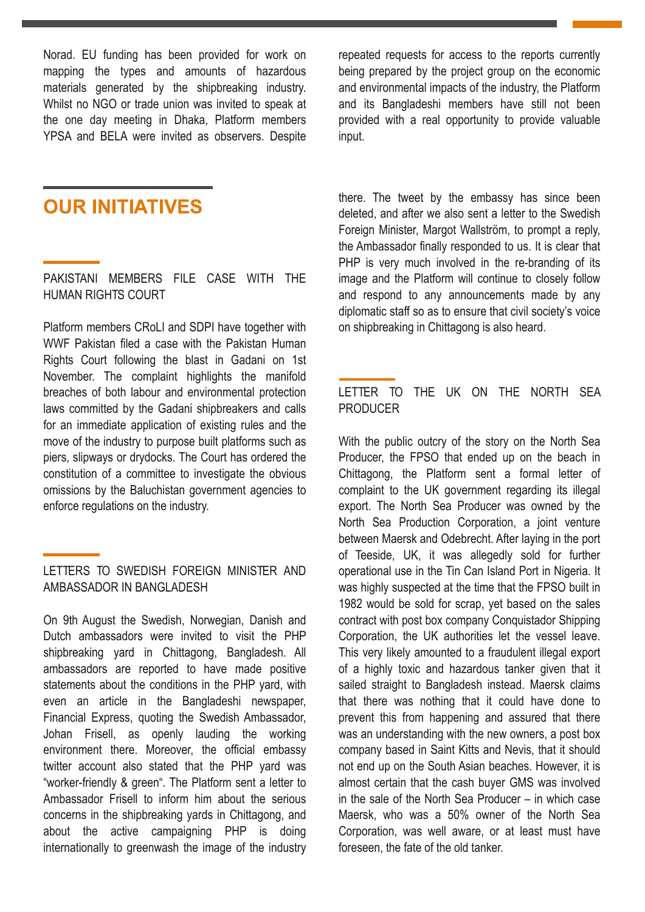Norad. EU funding has been provided for work on mapping the types and amounts of hazardous materials generated by the shipbreaking industry. Whilst no NGO or trade union was invited to speak at the one day meeting in Dhaka, Platform members YPSA and BELA were invited as observers. Despite repeated requests for access to the reports currently being prepared by the project group on the economic and environmental impacts of the industry, the Platform and its Bangladeshi members have still not been provided with a real opportunity to provide valuable input.

## OUR INITIATIVES

### PAKISTANI MEMBERS FILE CASE WITH THE HUMAN RIGHTS COURT

Platform members CRoLI and SDPI have together with WWF Pakistan filed a case with the Pakistan Human Rights Court following the blast in Gadani on 1st November. The complaint highlights the manifold breaches of both labour and environmental protection laws committed by the Gadani shipbreakers and calls for an immediate application of existing rules and the move of the industry to purpose built platforms such as piers, slipways or drydocks. The Court has ordered the constitution of a committee to investigate the obvious omissions by the Baluchistan government agencies to enforce regulations on the industry.

### LETTERS TO SWEDISH FOREIGN MINISTER AND AMBASSADOR IN BANGLADESH

On 9th August the Swedish, Norwegian, Danish and Dutch ambassadors were invited to visit the PHP shipbreaking yard in Chittagong, Bangladesh. All ambassadors are reported to have made positive statements about the conditions in the PHP yard, with even an article in the Bangladeshi newspaper, Financial Express, quoting the Swedish Ambassador, Johan Frisell, as openly lauding the working environment there. Moreover, the official embassy twitter account also stated that the PHP yard was "worker-friendly & green". The Platform sent a letter to Ambassador Frisell to inform him about the serious concerns in the shipbreaking yards in Chittagong, and about the active campaigning PHP is doing internationally to greenwash the image of the industry there. The tweet by the embassy has since been deleted, and after we also sent a letter to the Swedish Foreign Minister, Margot Wallström, to prompt a reply, the Ambassador finally responded to us. It is clear that PHP is very much involved in the re-branding of its image and the Platform will continue to closely follow and respond to any announcements made by any diplomatic staff so as to ensure that civil society's voice on shipbreaking in Chittagong is also heard.

### LETTER TO THE UK ON THE NORTH SEA PRODUCER

With the public outcry of the story on the North Sea Producer, the FPSO that ended up on the beach in Chittagong, the Platform sent a formal letter of complaint to the UK government regarding its illegal export. The North Sea Producer was owned by the North Sea Production Corporation, a joint venture between Maersk and Odebrecht. After laying in the port of Teeside, UK, it was allegedly sold for further operational use in the Tin Can Island Port in Nigeria. It was highly suspected at the time that the FPSO built in 1982 would be sold for scrap, yet based on the sales contract with post box company Conquistador Shipping Corporation, the UK authorities let the vessel leave. This very likely amounted to a fraudulent illegal export of a highly toxic and hazardous tanker given that it sailed straight to Bangladesh instead. Maersk claims that there was nothing that it could have done to prevent this from happening and assured that there was an understanding with the new owners, a post box company based in Saint Kitts and Nevis, that it should not end up on the South Asian beaches. However, it is almost certain that the cash buyer GMS was involved in the sale of the North Sea Producer – in which case Maersk, who was a 50% owner of the North Sea Corporation, was well aware, or at least must have foreseen, the fate of the old tanker.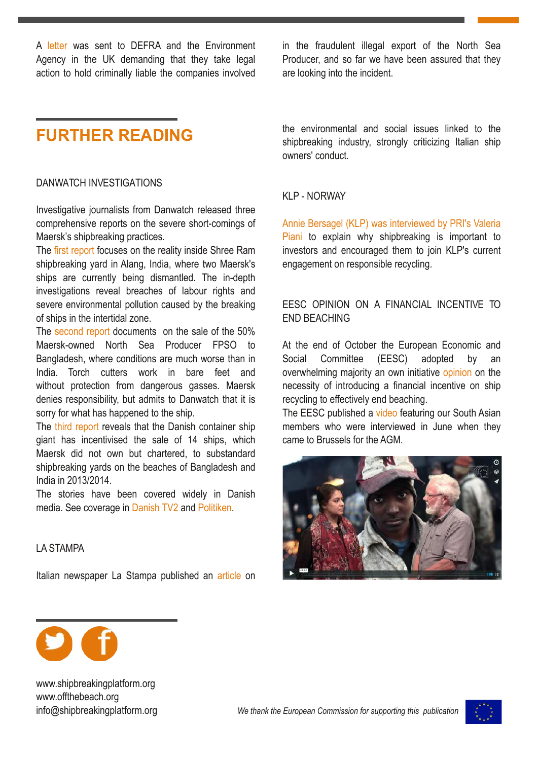A letter was sent to DEFRA and the Environment Agency in the UK demanding that they take legal action to hold criminally liable the companies involved in the fraudulent illegal export of the North Sea Producer, and so far we have been assured that they are looking into the incident.

## FURTHER READING

DANWATCH INVESTIGATIONS

Investigative journalists from Danwatch released three comprehensive reports on the severe short-comings of Maersk's shipbreaking practices.

The first report focuses on the reality inside Shree Ram shipbreaking yard in Alang, India, where two Maersk's ships are currently being dismantled. The in-depth investigations reveal breaches of labour rights and severe environmental pollution caused by the breaking of ships in the intertidal zone.

The second report documents on the sale of the 50% Maersk-owned North Sea Producer FPSO to Bangladesh, where conditions are much worse than in India. Torch cutters work in bare feet and without protection from dangerous gasses. Maersk denies responsibility, but admits to Danwatch that it is sorry for what has happened to the ship.

The third report reveals that the Danish container ship giant has incentivised the sale of 14 ships, which Maersk did not own but chartered, to substandard shipbreaking yards on the beaches of Bangladesh and India in 2013/2014.

The stories have been covered widely in Danish media. See coverage in Danish TV2 and Politiken.

LA STAMPA

Italian newspaper La Stampa published an article on the environmental and social issues linked to the shipbreaking industry, strongly criticizing Italian ship owners' conduct.

KLP - NORWAY

Annie Bersagel (KLP) was interviewed by PRI's Valeria Piani to explain why shipbreaking is important to investors and encouraged them to join KLP's current engagement on responsible recycling.

EESC OPINION ON A FINANCIAL INCENTIVE TO END BEACHING

At the end of October the European Economic and Social Committee (EESC) adopted by an overwhelming majority an own initiative opinion on the necessity of introducing a financial incentive on ship recycling to effectively end beaching.

The EESC published a video featuring our South Asian members who were interviewed in June when they came to Brussels for the AGM.

www.shipbreakingplatform.org
www.offthebeach.org
info@shipbreakingplatform.org

*We thank the European Commission for supporting this publication*